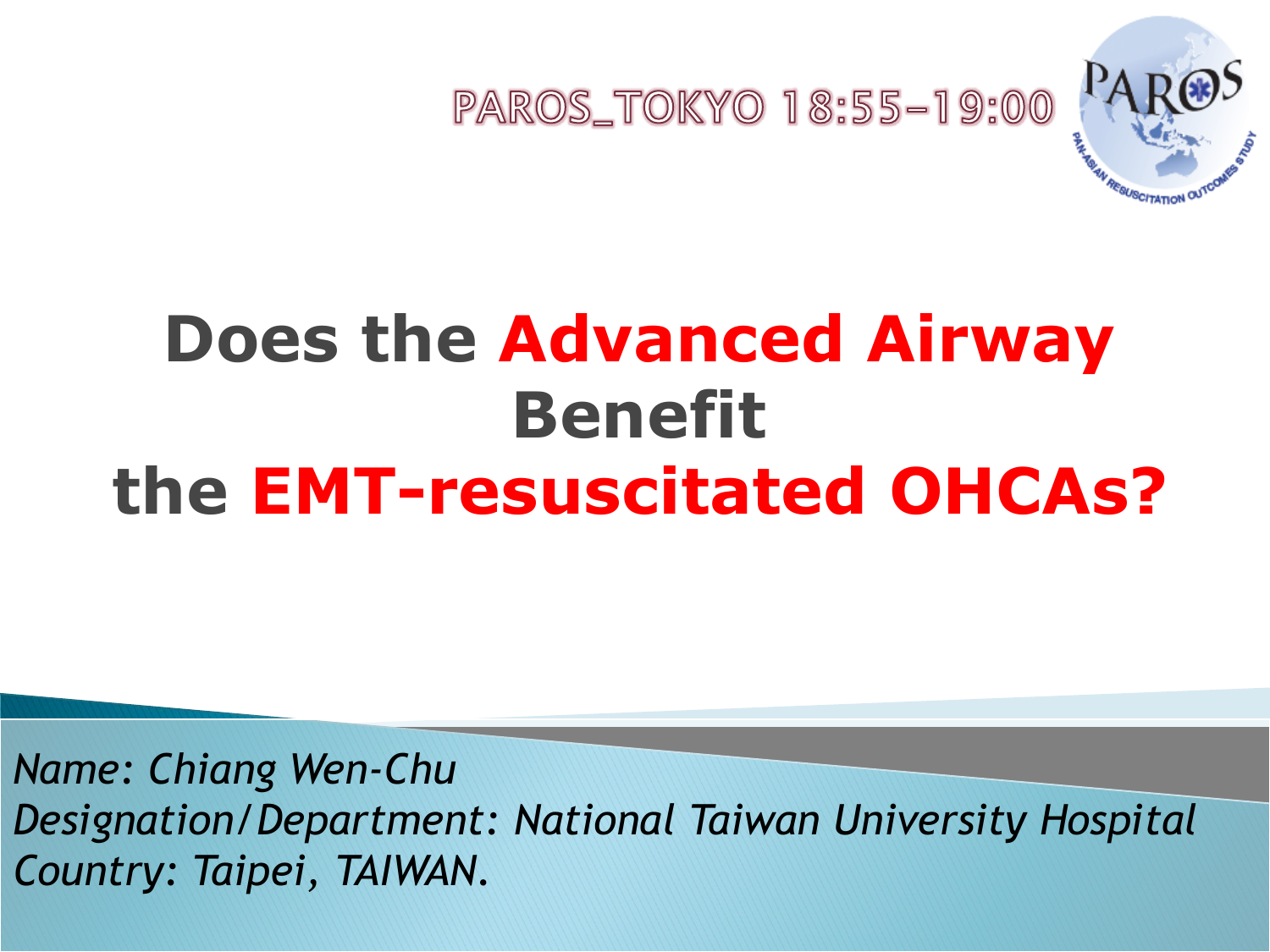PAROS_TOKYO 18:55–19:00

# Does the Advanced Airway Benefit the EMT-resuscitated OHCAs?

*Name: Chiang Wen-Chu*
*Designation/Department: National Taiwan University Hospital*
*Country: Taipei, TAIWAN.*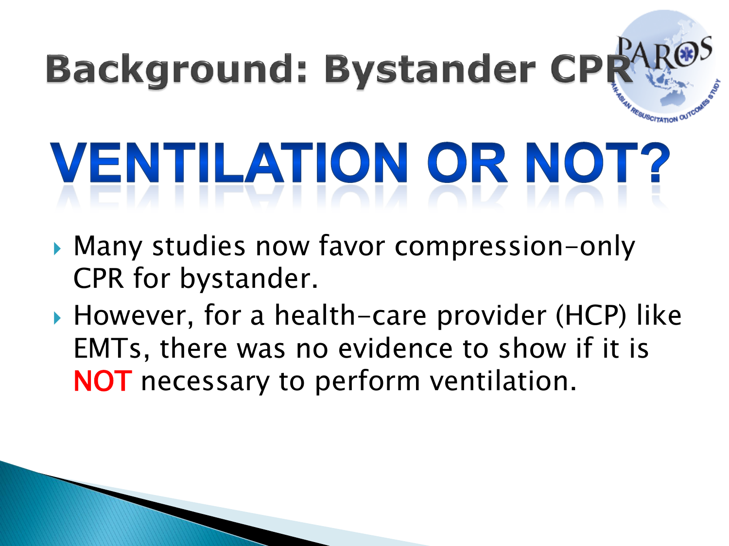# Background: Bystander CPR

## VENTILATION OR NOT?

- Many studies now favor compression-only CPR for bystander.
- However, for a health-care provider (HCP) like EMTs, there was no evidence to show if it is **NOT** necessary to perform ventilation.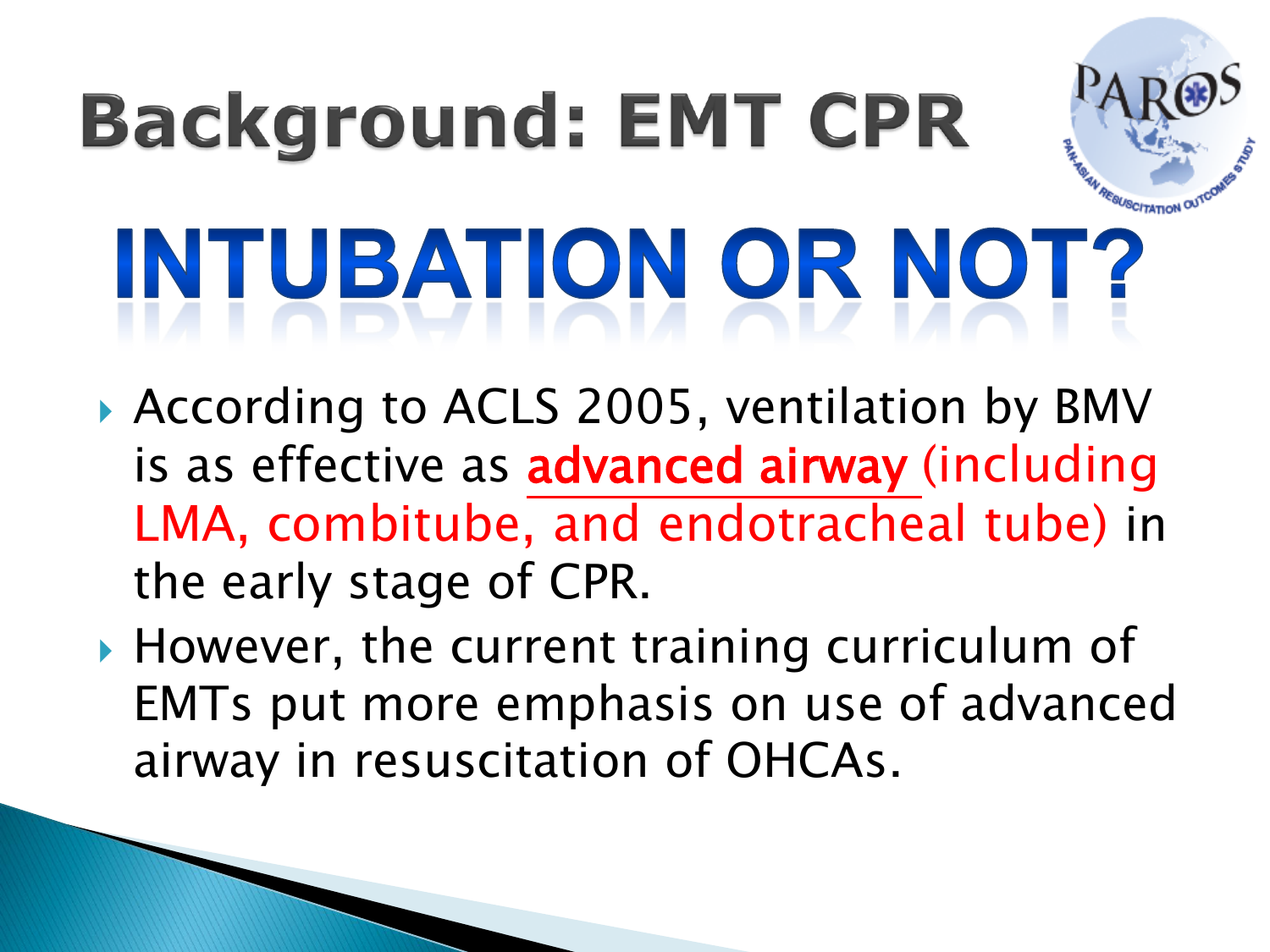# Background: EMT CPR

## INTUBATION OR NOT?

- According to ACLS 2005, ventilation by BMV is as effective as **advanced airway** (including LMA, combitube, and endotracheal tube) in the early stage of CPR.
- However, the current training curriculum of EMTs put more emphasis on use of advanced airway in resuscitation of OHCAs.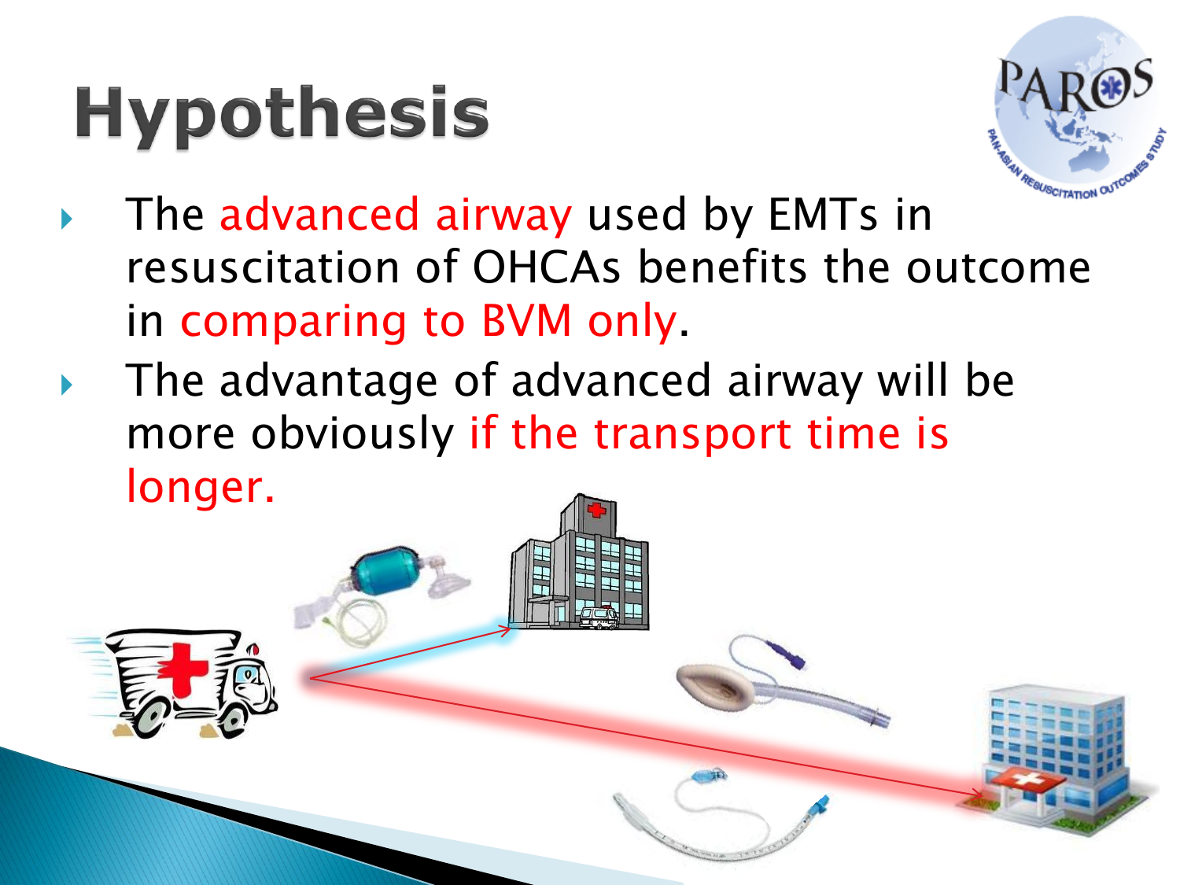# Hypothesis

- The advanced airway used by EMTs in resuscitation of OHCAs benefits the outcome in comparing to BVM only.
- The advantage of advanced airway will be more obviously if the transport time is longer.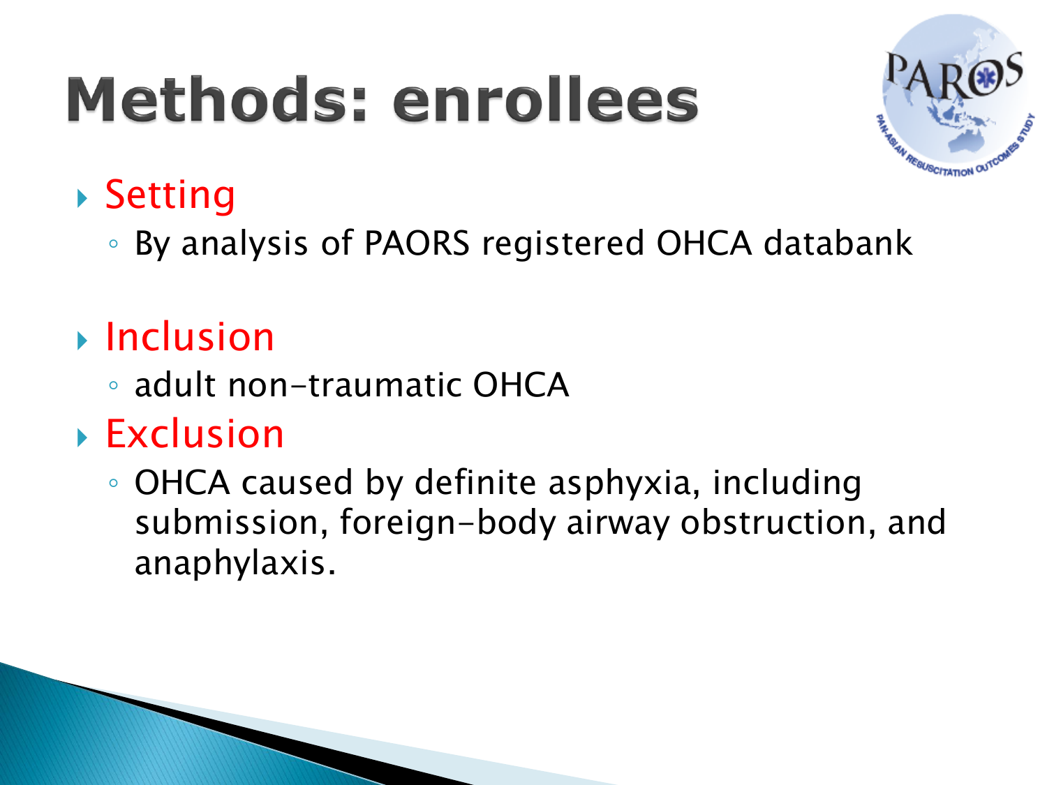# Methods: enrollees

- Setting
  - By analysis of PAORS registered OHCA databank
- Inclusion
  - adult non-traumatic OHCA
- Exclusion
  - OHCA caused by definite asphyxia, including submission, foreign-body airway obstruction, and anaphylaxis.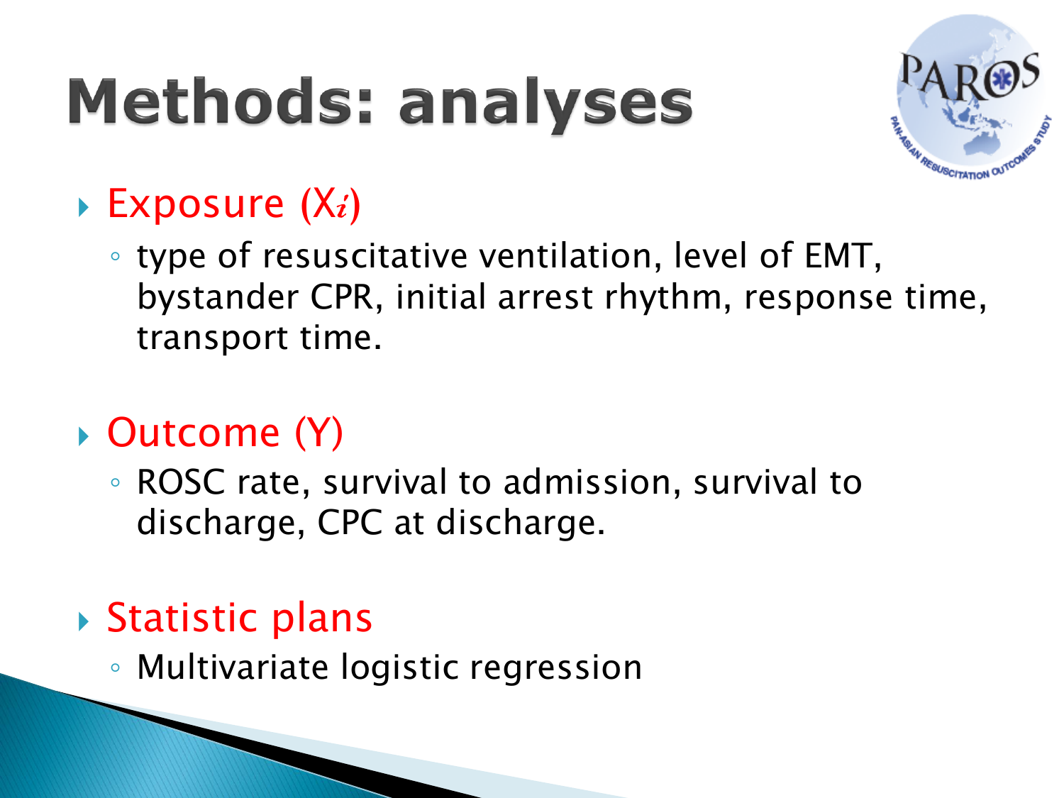# Methods: analyses

- Exposure ($X_i$)
  - type of resuscitative ventilation, level of EMT, bystander CPR, initial arrest rhythm, response time, transport time.
- Outcome (Y)
  - ROSC rate, survival to admission, survival to discharge, CPC at discharge.
- Statistic plans
  - Multivariate logistic regression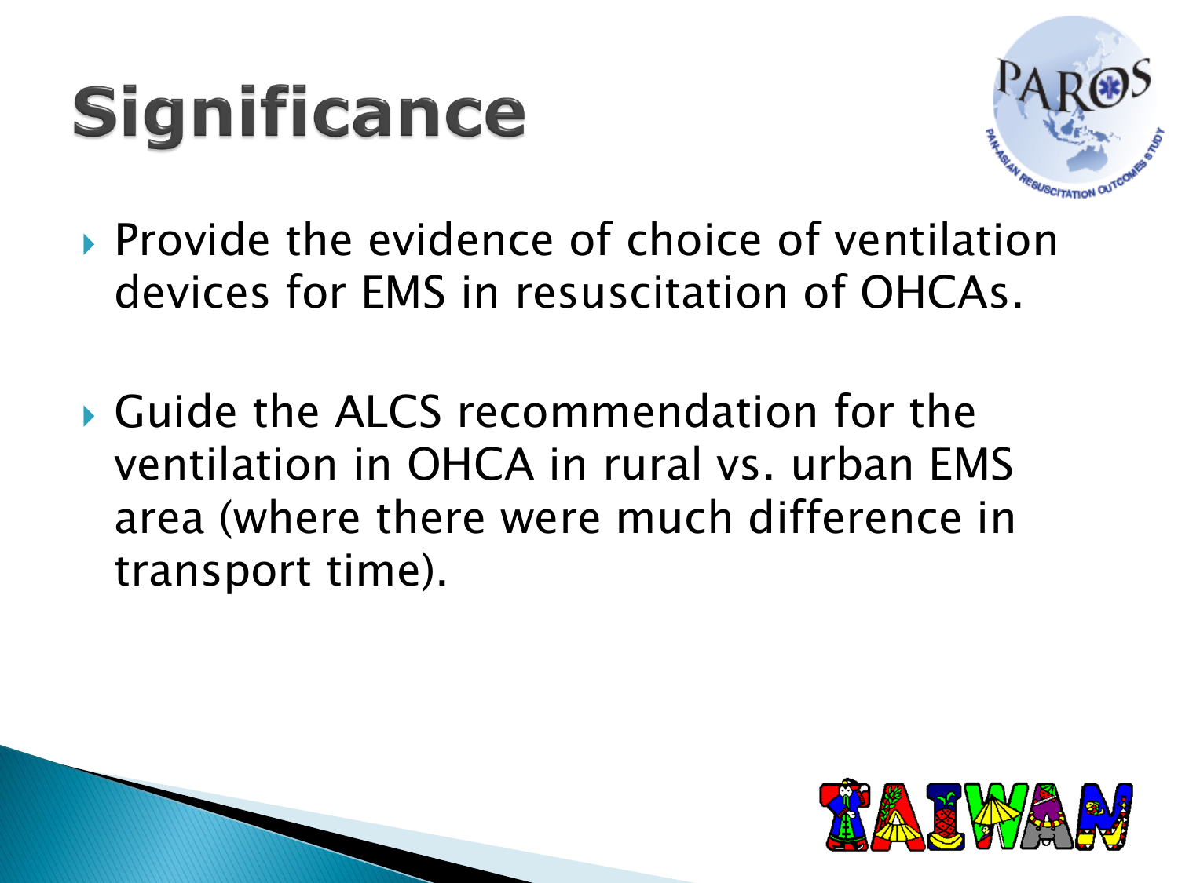# Significance

- Provide the evidence of choice of ventilation devices for EMS in resuscitation of OHCAs.
- Guide the ALCS recommendation for the ventilation in OHCA in rural vs. urban EMS area (where there were much difference in transport time).